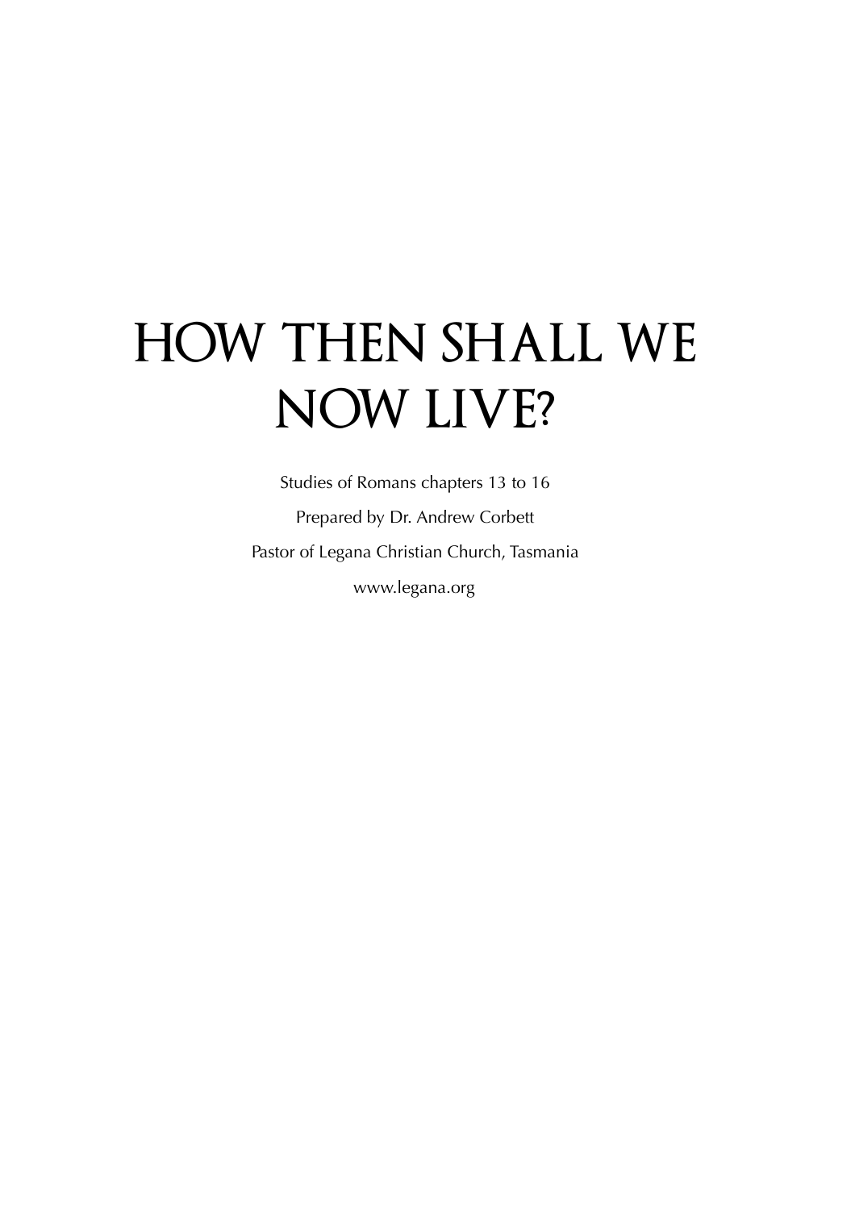# HOW THEN SHALL WE NOW LIVE?

Studies of Romans chapters 13 to 16

Prepared by Dr. Andrew Corbett

Pastor of Legana Christian Church, Tasmania

www.legana.org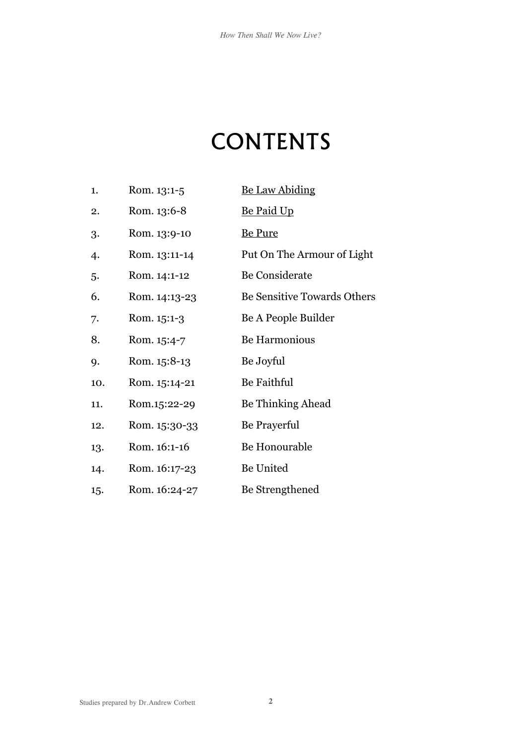# CONTENTS

| | | |
|---|---|---|
| 1. | Rom. 13:1-5 | Be Law Abiding |
| 2. | Rom. 13:6-8 | Be Paid Up |
| 3. | Rom. 13:9-10 | Be Pure |
| 4. | Rom. 13:11-14 | Put On The Armour of Light |
| 5. | Rom. 14:1-12 | Be Considerate |
| 6. | Rom. 14:13-23 | Be Sensitive Towards Others |
| 7. | Rom. 15:1-3 | Be A People Builder |
| 8. | Rom. 15:4-7 | Be Harmonious |
| 9. | Rom. 15:8-13 | Be Joyful |
| 10. | Rom. 15:14-21 | Be Faithful |
| 11. | Rom.15:22-29 | Be Thinking Ahead |
| 12. | Rom. 15:30-33 | Be Prayerful |
| 13. | Rom. 16:1-16 | Be Honourable |
| 14. | Rom. 16:17-23 | Be United |
| 15. | Rom. 16:24-27 | Be Strengthened |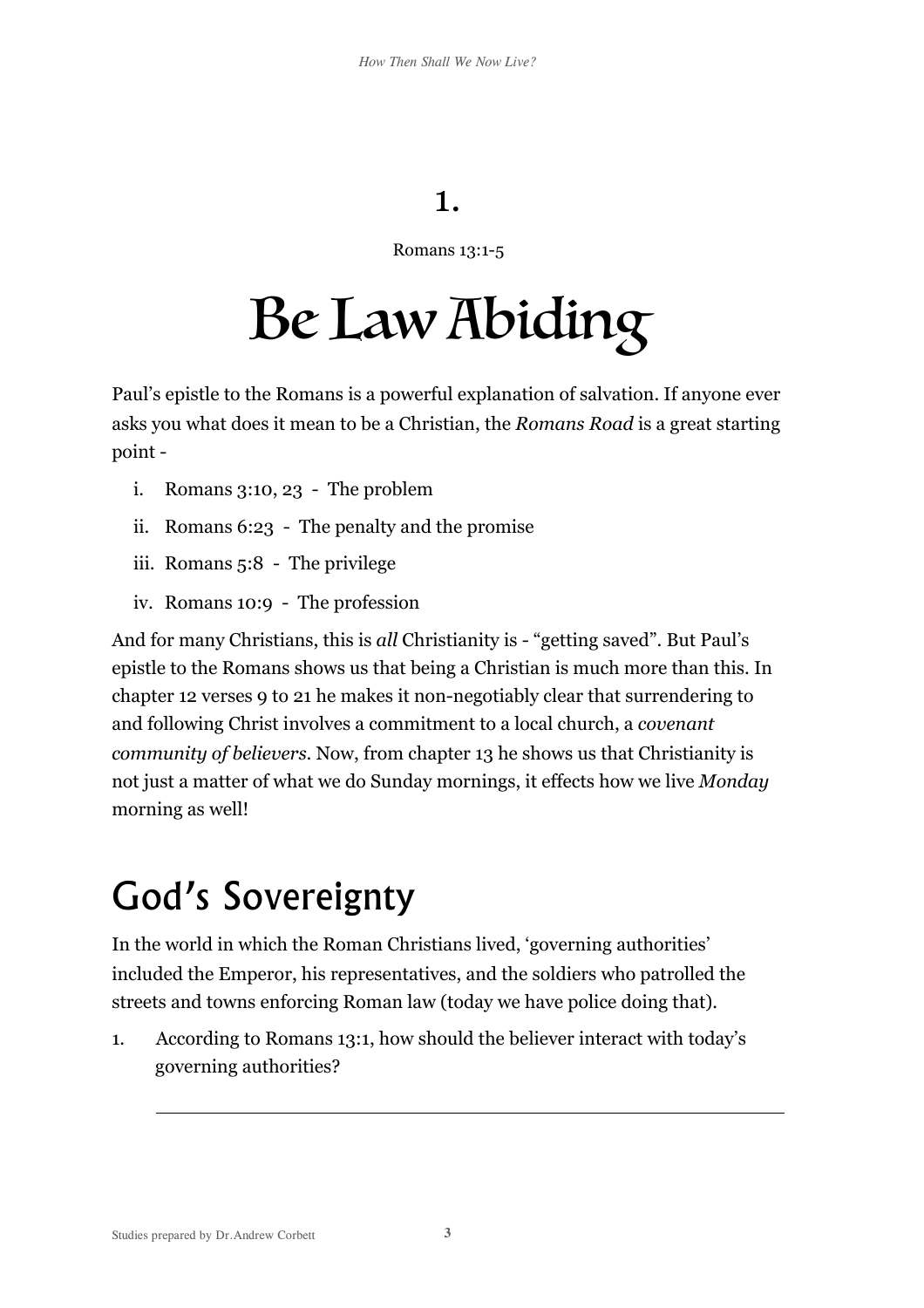# 1.

Romans 13:1-5

# Be Law Abiding

Paul's epistle to the Romans is a powerful explanation of salvation. If anyone ever asks you what does it mean to be a Christian, the *Romans Road* is a great starting point -

i. Romans 3:10, 23 - The problem
ii. Romans 6:23 - The penalty and the promise
iii. Romans 5:8 - The privilege
iv. Romans 10:9 - The profession

And for many Christians, this is *all* Christianity is - "getting saved". But Paul's epistle to the Romans shows us that being a Christian is much more than this. In chapter 12 verses 9 to 21 he makes it non-negotiably clear that surrendering to and following Christ involves a commitment to a local church, a *covenant community of believers*. Now, from chapter 13 he shows us that Christianity is not just a matter of what we do Sunday mornings, it effects how we live *Monday* morning as well!

## God's Sovereignty

In the world in which the Roman Christians lived, 'governing authorities' included the Emperor, his representatives, and the soldiers who patrolled the streets and towns enforcing Roman law (today we have police doing that).

1. According to Romans 13:1, how should the believer interact with today's governing authorities?

___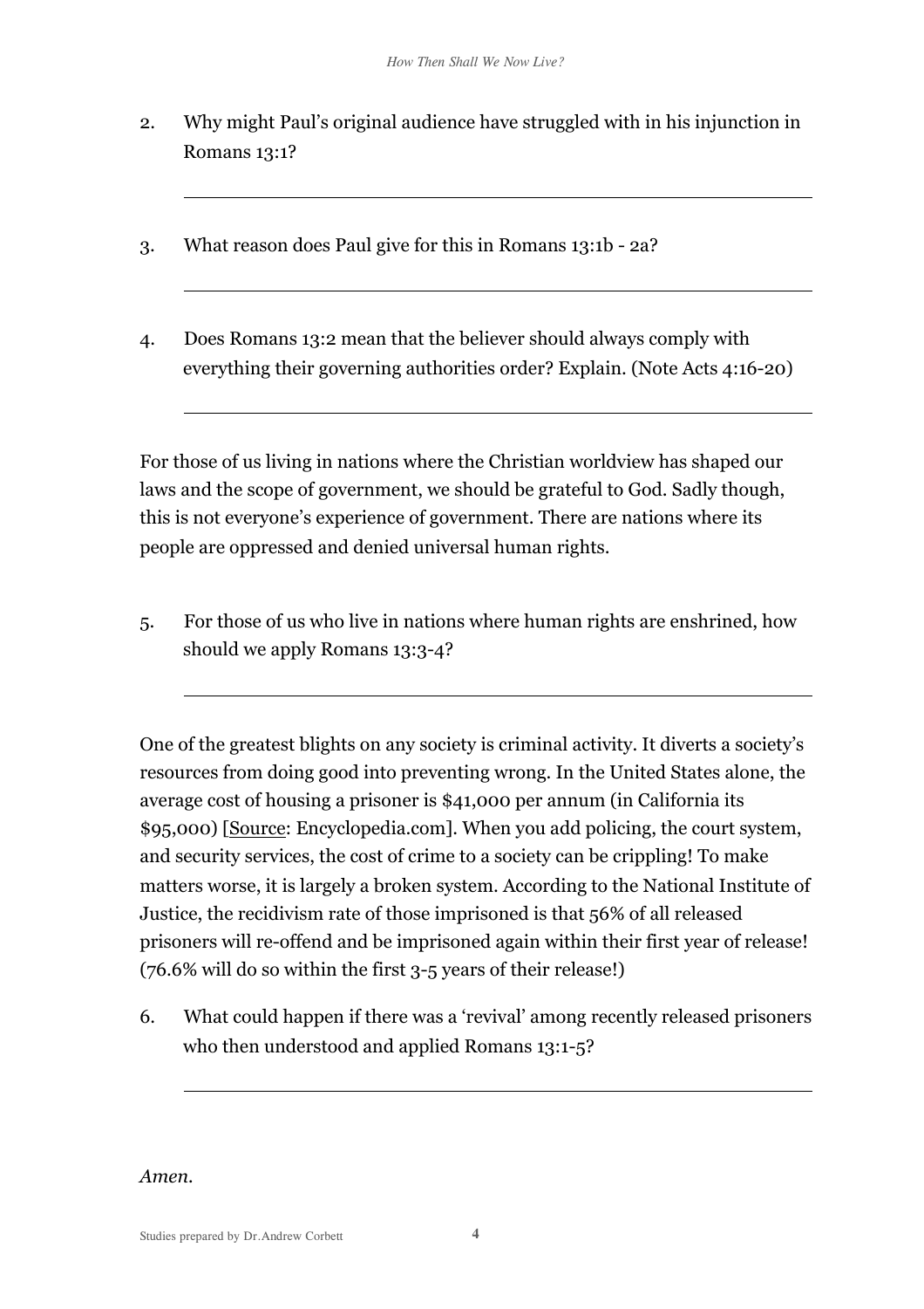2. Why might Paul's original audience have struggled with in his injunction in Romans 13:1?

___

3. What reason does Paul give for this in Romans 13:1b - 2a?

___

4. Does Romans 13:2 mean that the believer should always comply with everything their governing authorities order? Explain. (Note Acts 4:16-20)

___

For those of us living in nations where the Christian worldview has shaped our laws and the scope of government, we should be grateful to God. Sadly though, this is not everyone's experience of government. There are nations where its people are oppressed and denied universal human rights.

5. For those of us who live in nations where human rights are enshrined, how should we apply Romans 13:3-4?

___

One of the greatest blights on any society is criminal activity. It diverts a society's resources from doing good into preventing wrong. In the United States alone, the average cost of housing a prisoner is $41,000 per annum (in California its $95,000) [Source: Encyclopedia.com]. When you add policing, the court system, and security services, the cost of crime to a society can be crippling! To make matters worse, it is largely a broken system. According to the National Institute of Justice, the recidivism rate of those imprisoned is that 56% of all released prisoners will re-offend and be imprisoned again within their first year of release! (76.6% will do so within the first 3-5 years of their release!)

6. What could happen if there was a 'revival' among recently released prisoners who then understood and applied Romans 13:1-5?

___

*Amen.*

Studies prepared by Dr. Andrew Corbett